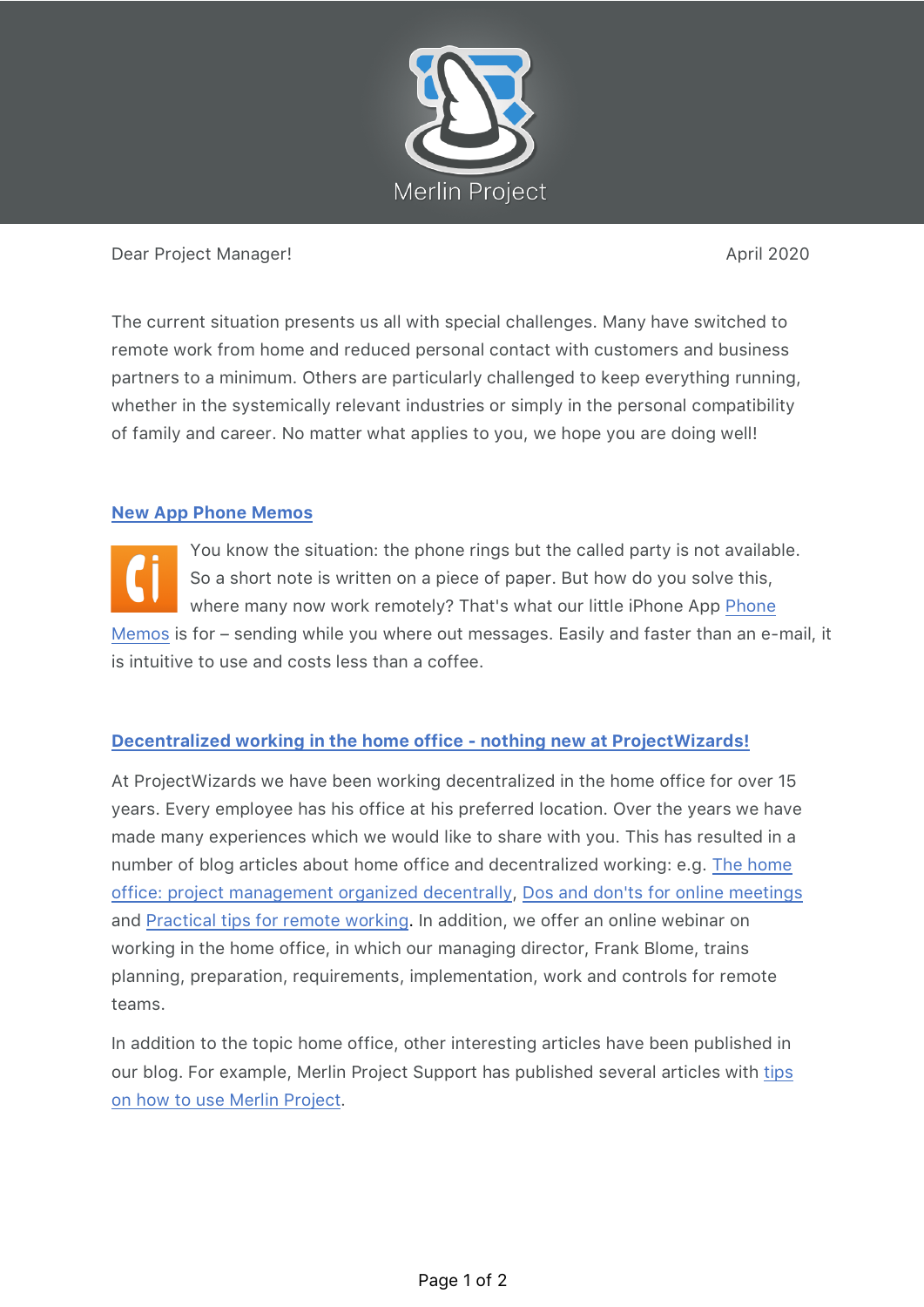Merlin Project

Dear Project Manager!

April 2020

The current situation presents us all with special challenges. Many have switched to remote work from home and reduced personal contact with customers and business partners to a minimum. Others are particularly challenged to keep everything running, whether in the systemically relevant industries or simply in the personal compatibility of family and career. No matter what applies to you, we hope you are doing well!

## New App Phone Memos

You know the situation: the phone rings but the called party is not available. So a short note is written on a piece of paper. But how do you solve this, where many now work remotely? That's what our little iPhone App Phone Memos is for – sending while you where out messages. Easily and faster than an e-mail, it is intuitive to use and costs less than a coffee.

## Decentralized working in the home office - nothing new at ProjectWizards!

At ProjectWizards we have been working decentralized in the home office for over 15 years. Every employee has his office at his preferred location. Over the years we have made many experiences which we would like to share with you. This has resulted in a number of blog articles about home office and decentralized working: e.g. The home office: project management organized decentrally, Dos and don'ts for online meetings and Practical tips for remote working. In addition, we offer an online webinar on working in the home office, in which our managing director, Frank Blome, trains planning, preparation, requirements, implementation, work and controls for remote teams.

In addition to the topic home office, other interesting articles have been published in our blog. For example, Merlin Project Support has published several articles with tips on how to use Merlin Project.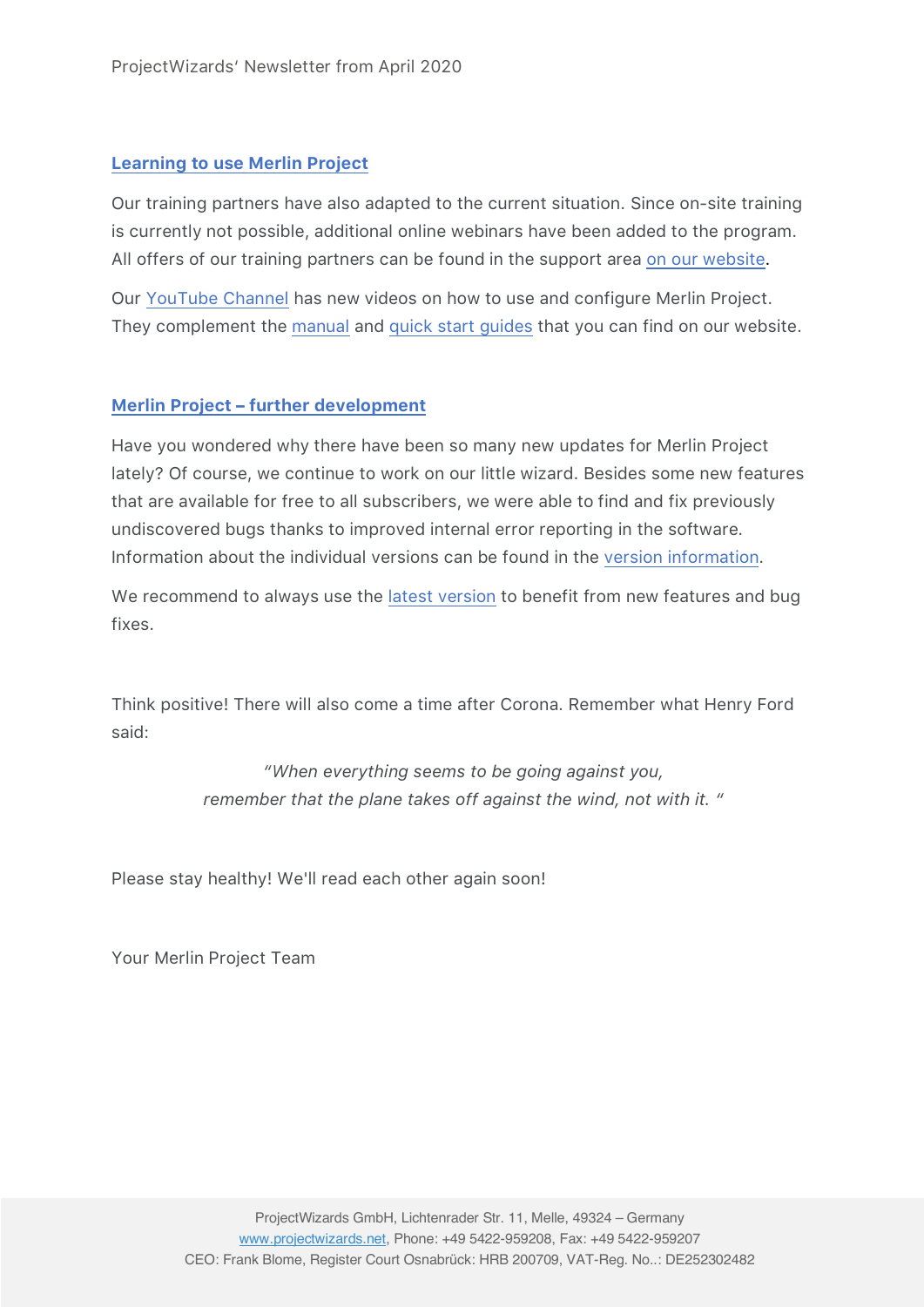## Learning to use Merlin Project

Our training partners have also adapted to the current situation. Since on-site training is currently not possible, additional online webinars have been added to the program. All offers of our training partners can be found in the support area on our website.

Our YouTube Channel has new videos on how to use and configure Merlin Project. They complement the manual and quick start guides that you can find on our website.

## Merlin Project – further development

Have you wondered why there have been so many new updates for Merlin Project lately? Of course, we continue to work on our little wizard. Besides some new features that are available for free to all subscribers, we were able to find and fix previously undiscovered bugs thanks to improved internal error reporting in the software. Information about the individual versions can be found in the version information.

We recommend to always use the latest version to benefit from new features and bug fixes.

Think positive! There will also come a time after Corona. Remember what Henry Ford said:

> *"When everything seems to be going against you,*
> *remember that the plane takes off against the wind, not with it. "*

Please stay healthy! We'll read each other again soon!

Your Merlin Project Team